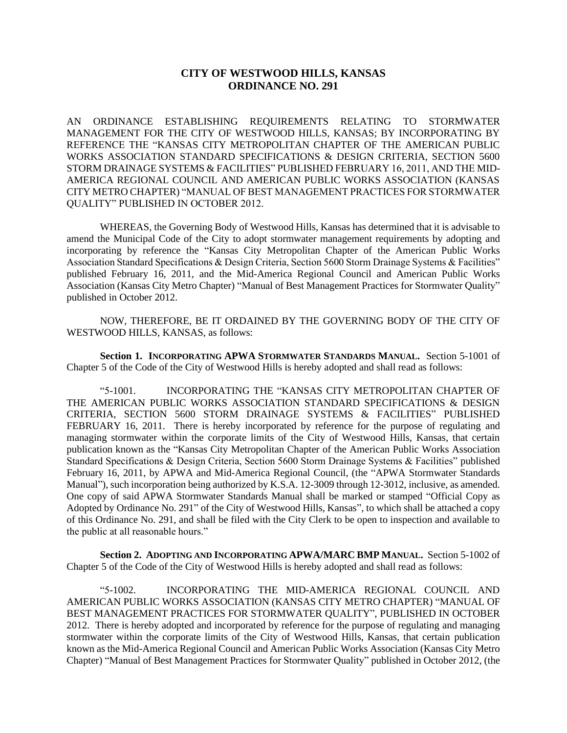# CITY OF WESTWOOD HILLS, KANSAS
# ORDINANCE NO. 291

AN ORDINANCE ESTABLISHING REQUIREMENTS RELATING TO STORMWATER MANAGEMENT FOR THE CITY OF WESTWOOD HILLS, KANSAS; BY INCORPORATING BY REFERENCE THE "KANSAS CITY METROPOLITAN CHAPTER OF THE AMERICAN PUBLIC WORKS ASSOCIATION STANDARD SPECIFICATIONS & DESIGN CRITERIA, SECTION 5600 STORM DRAINAGE SYSTEMS & FACILITIES" PUBLISHED FEBRUARY 16, 2011, AND THE MID-AMERICA REGIONAL COUNCIL AND AMERICAN PUBLIC WORKS ASSOCIATION (KANSAS CITY METRO CHAPTER) "MANUAL OF BEST MANAGEMENT PRACTICES FOR STORMWATER QUALITY" PUBLISHED IN OCTOBER 2012.

WHEREAS, the Governing Body of Westwood Hills, Kansas has determined that it is advisable to amend the Municipal Code of the City to adopt stormwater management requirements by adopting and incorporating by reference the "Kansas City Metropolitan Chapter of the American Public Works Association Standard Specifications & Design Criteria, Section 5600 Storm Drainage Systems & Facilities" published February 16, 2011, and the Mid-America Regional Council and American Public Works Association (Kansas City Metro Chapter) "Manual of Best Management Practices for Stormwater Quality" published in October 2012.

NOW, THEREFORE, BE IT ORDAINED BY THE GOVERNING BODY OF THE CITY OF WESTWOOD HILLS, KANSAS, as follows:

**Section 1. INCORPORATING APWA STORMWATER STANDARDS MANUAL.** Section 5-1001 of Chapter 5 of the Code of the City of Westwood Hills is hereby adopted and shall read as follows:

"5-1001. INCORPORATING THE "KANSAS CITY METROPOLITAN CHAPTER OF THE AMERICAN PUBLIC WORKS ASSOCIATION STANDARD SPECIFICATIONS & DESIGN CRITERIA, SECTION 5600 STORM DRAINAGE SYSTEMS & FACILITIES" PUBLISHED FEBRUARY 16, 2011. There is hereby incorporated by reference for the purpose of regulating and managing stormwater within the corporate limits of the City of Westwood Hills, Kansas, that certain publication known as the "Kansas City Metropolitan Chapter of the American Public Works Association Standard Specifications & Design Criteria, Section 5600 Storm Drainage Systems & Facilities" published February 16, 2011, by APWA and Mid-America Regional Council, (the "APWA Stormwater Standards Manual"), such incorporation being authorized by K.S.A. 12-3009 through 12-3012, inclusive, as amended. One copy of said APWA Stormwater Standards Manual shall be marked or stamped "Official Copy as Adopted by Ordinance No. 291" of the City of Westwood Hills, Kansas", to which shall be attached a copy of this Ordinance No. 291, and shall be filed with the City Clerk to be open to inspection and available to the public at all reasonable hours."

**Section 2. ADOPTING AND INCORPORATING APWA/MARC BMP MANUAL.** Section 5-1002 of Chapter 5 of the Code of the City of Westwood Hills is hereby adopted and shall read as follows:

"5-1002. INCORPORATING THE MID-AMERICA REGIONAL COUNCIL AND AMERICAN PUBLIC WORKS ASSOCIATION (KANSAS CITY METRO CHAPTER) "MANUAL OF BEST MANAGEMENT PRACTICES FOR STORMWATER QUALITY", PUBLISHED IN OCTOBER 2012. There is hereby adopted and incorporated by reference for the purpose of regulating and managing stormwater within the corporate limits of the City of Westwood Hills, Kansas, that certain publication known as the Mid-America Regional Council and American Public Works Association (Kansas City Metro Chapter) "Manual of Best Management Practices for Stormwater Quality" published in October 2012, (the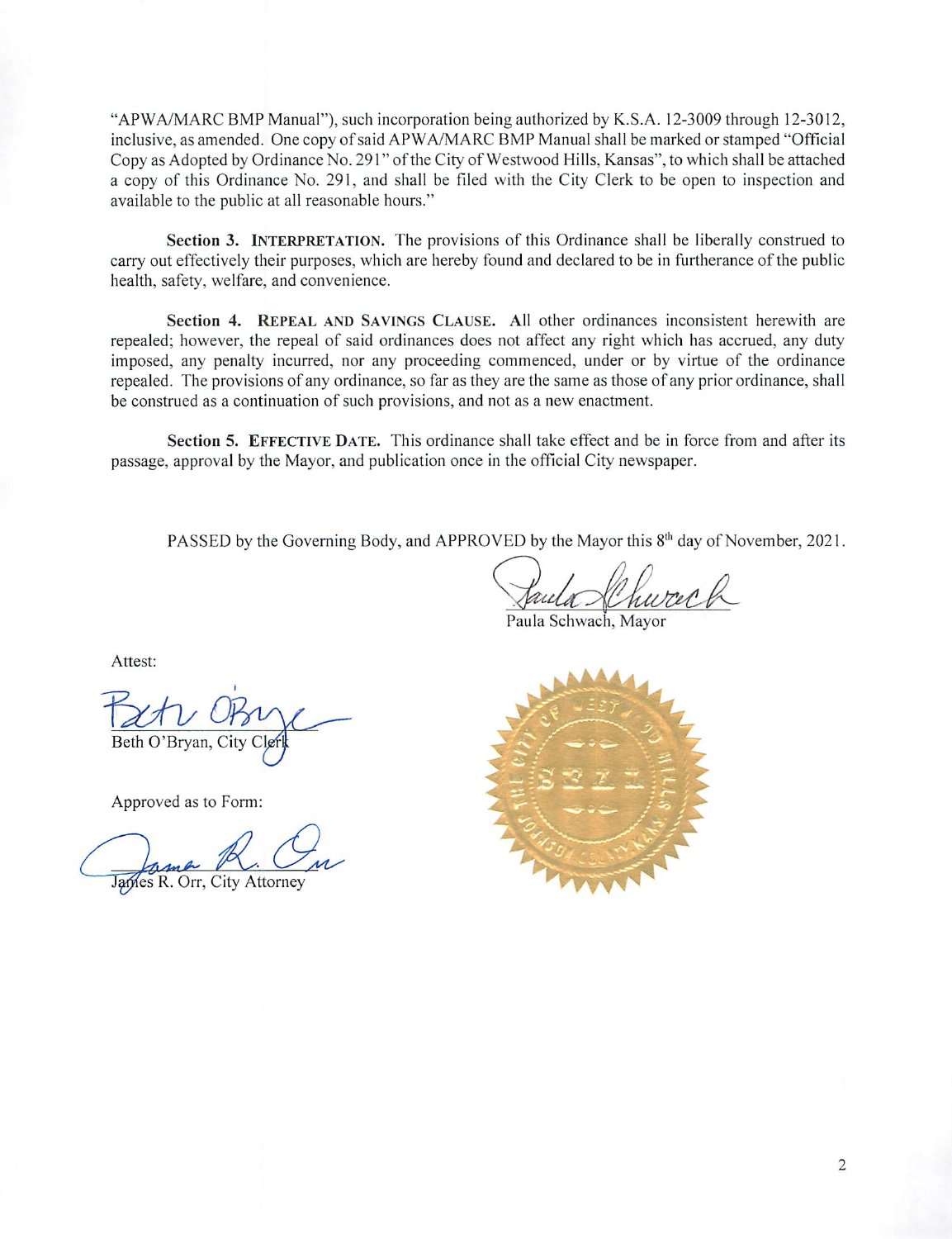"APWA/MARC BMP Manual"), such incorporation being authorized by K.S.A. 12-3009 through 12-3012, inclusive, as amended. One copy of said APWA/MARC BMP Manual shall be marked or stamped "Official Copy as Adopted by Ordinance No. 291" of the City of Westwood Hills, Kansas", to which shall be attached a copy of this Ordinance No. 291, and shall be filed with the City Clerk to be open to inspection and available to the public at all reasonable hours."

**Section 3. INTERPRETATION.** The provisions of this Ordinance shall be liberally construed to carry out effectively their purposes, which are hereby found and declared to be in furtherance of the public health, safety, welfare, and convenience.

**Section 4. REPEAL AND SAVINGS CLAUSE.** All other ordinances inconsistent herewith are repealed; however, the repeal of said ordinances does not affect any right which has accrued, any duty imposed, any penalty incurred, nor any proceeding commenced, under or by virtue of the ordinance repealed. The provisions of any ordinance, so far as they are the same as those of any prior ordinance, shall be construed as a continuation of such provisions, and not as a new enactment.

**Section 5. EFFECTIVE DATE.** This ordinance shall take effect and be in force from and after its passage, approval by the Mayor, and publication once in the official City newspaper.

PASSED by the Governing Body, and APPROVED by the Mayor this 8th day of November, 2021.

Paula Schwach, Mayor

Attest:

Beth O'Bryan, City Clerk

Approved as to Form:

James R. Orr, City Attorney